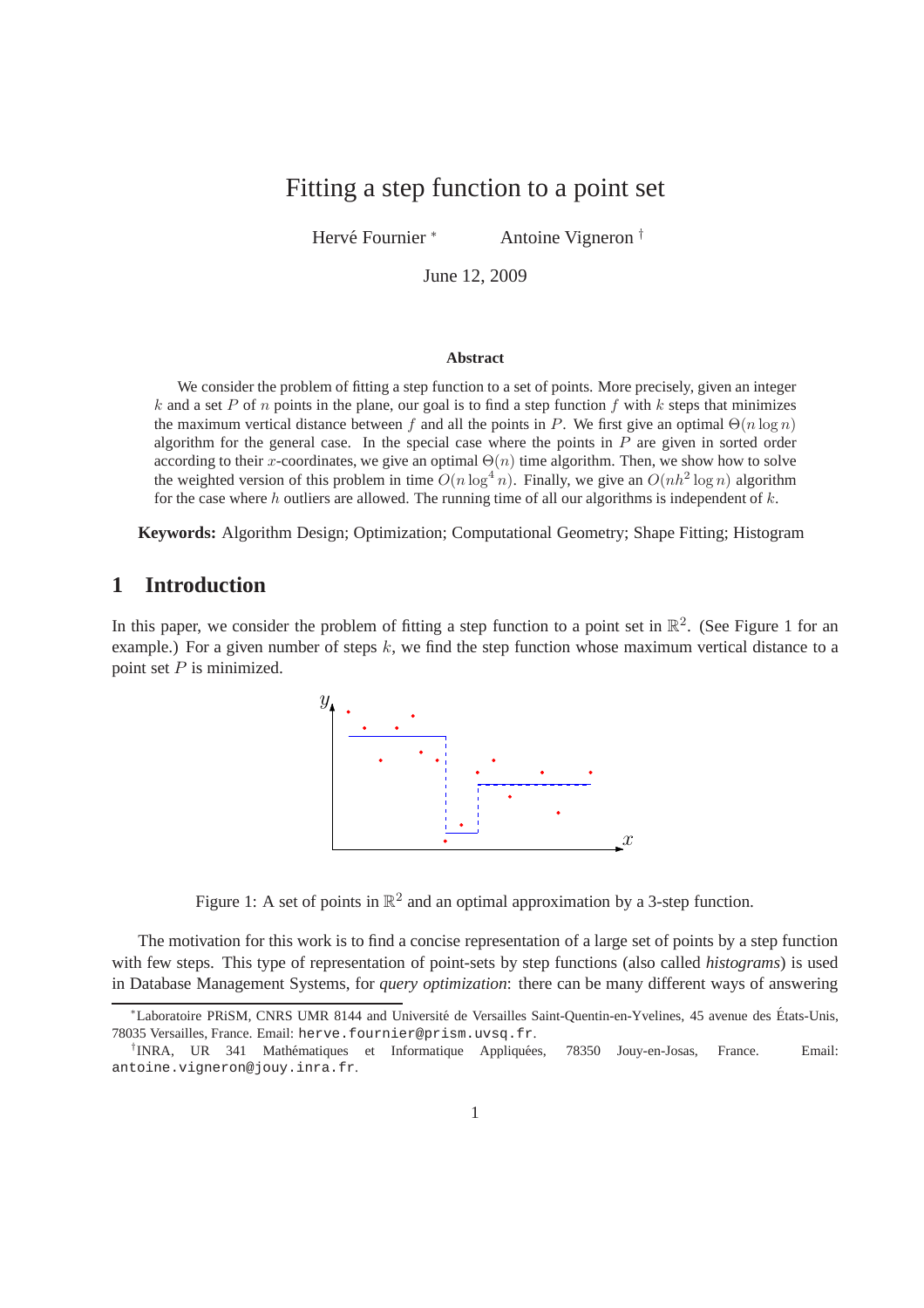# Fitting a step function to a point set

Hervé Fournier [*]  Antoine Vigneron [†]

June 12, 2009

### Abstract

We consider the problem of fitting a step function to a set of points. More precisely, given an integer $k$ and a set $P$ of $n$ points in the plane, our goal is to find a step function $f$ with $k$ steps that minimizes the maximum vertical distance between $f$ and all the points in $P$. We first give an optimal $\Theta(n \log n)$ algorithm for the general case. In the special case where the points in $P$ are given in sorted order according to their $x$-coordinates, we give an optimal $\Theta(n)$ time algorithm. Then, we show how to solve the weighted version of this problem in time $O(n \log^4 n)$. Finally, we give an $O(nh^2 \log n)$ algorithm for the case where $h$ outliers are allowed. The running time of all our algorithms is independent of $k$.

**Keywords:** Algorithm Design; Optimization; Computational Geometry; Shape Fitting; Histogram

## 1 Introduction

In this paper, we consider the problem of fitting a step function to a point set in $\mathbb{R}^2$. (See Figure 1 for an example.) For a given number of steps $k$, we find the step function whose maximum vertical distance to a point set $P$ is minimized.

Figure 1: A set of points in $\mathbb{R}^2$ and an optimal approximation by a 3-step function.

The motivation for this work is to find a concise representation of a large set of points by a step function with few steps. This type of representation of point-sets by step functions (also called *histograms*) is used in Database Management Systems, for *query optimization*: there can be many different ways of answering

[*] Laboratoire PRiSM, CNRS UMR 8144 and Université de Versailles Saint-Quentin-en-Yvelines, 45 avenue des États-Unis, 78035 Versailles, France. Email: herve.fournier@prism.uvsq.fr.

[†] INRA, UR 341 Mathématiques et Informatique Appliquées, 78350 Jouy-en-Josas, France. Email: antoine.vigneron@jouy.inra.fr.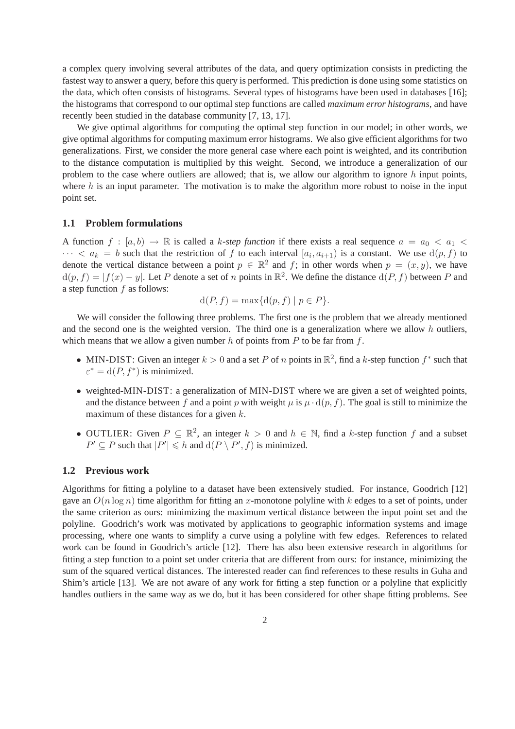a complex query involving several attributes of the data, and query optimization consists in predicting the fastest way to answer a query, before this query is performed. This prediction is done using some statistics on the data, which often consists of histograms. Several types of histograms have been used in databases [16]; the histograms that correspond to our optimal step functions are called *maximum error histograms*, and have recently been studied in the database community [7, 13, 17].

We give optimal algorithms for computing the optimal step function in our model; in other words, we give optimal algorithms for computing maximum error histograms. We also give efficient algorithms for two generalizations. First, we consider the more general case where each point is weighted, and its contribution to the distance computation is multiplied by this weight. Second, we introduce a generalization of our problem to the case where outliers are allowed; that is, we allow our algorithm to ignore $h$ input points, where $h$ is an input parameter. The motivation is to make the algorithm more robust to noise in the input point set.

### 1.1 Problem formulations

A function $f : [a, b) \to \mathbb{R}$ is called a *$k$-step function* if there exists a real sequence $a = a_0 < a_1 < \cdots < a_k = b$ such that the restriction of $f$ to each interval $[a_i, a_{i+1})$ is a constant. We use $\mathrm{d}(p, f)$ to denote the vertical distance between a point $p \in \mathbb{R}^2$ and $f$; in other words when $p = (x, y)$, we have $\mathrm{d}(p, f) = |f(x) - y|$. Let $P$ denote a set of $n$ points in $\mathbb{R}^2$. We define the distance $\mathrm{d}(P, f)$ between $P$ and a step function $f$ as follows:

$$\mathrm{d}(P, f) = \max\{\mathrm{d}(p, f) \mid p \in P\}.$$

We will consider the following three problems. The first one is the problem that we already mentioned and the second one is the weighted version. The third one is a generalization where we allow $h$ outliers, which means that we allow a given number $h$ of points from $P$ to be far from $f$.

- MIN-DIST: Given an integer $k > 0$ and a set $P$ of $n$ points in $\mathbb{R}^2$, find a $k$-step function $f^*$ such that $\varepsilon^* = \mathrm{d}(P, f^*)$ is minimized.
- weighted-MIN-DIST: a generalization of MIN-DIST where we are given a set of weighted points, and the distance between $f$ and a point $p$ with weight $\mu$ is $\mu \cdot \mathrm{d}(p, f)$. The goal is still to minimize the maximum of these distances for a given $k$.
- OUTLIER: Given $P \subseteq \mathbb{R}^2$, an integer $k > 0$ and $h \in \mathbb{N}$, find a $k$-step function $f$ and a subset $P' \subseteq P$ such that $|P'| \leqslant h$ and $\mathrm{d}(P \setminus P', f)$ is minimized.

### 1.2 Previous work

Algorithms for fitting a polyline to a dataset have been extensively studied. For instance, Goodrich [12] gave an $O(n \log n)$ time algorithm for fitting an $x$-monotone polyline with $k$ edges to a set of points, under the same criterion as ours: minimizing the maximum vertical distance between the input point set and the polyline. Goodrich's work was motivated by applications to geographic information systems and image processing, where one wants to simplify a curve using a polyline with few edges. References to related work can be found in Goodrich's article [12]. There has also been extensive research in algorithms for fitting a step function to a point set under criteria that are different from ours: for instance, minimizing the sum of the squared vertical distances. The interested reader can find references to these results in Guha and Shim's article [13]. We are not aware of any work for fitting a step function or a polyline that explicitly handles outliers in the same way as we do, but it has been considered for other shape fitting problems. See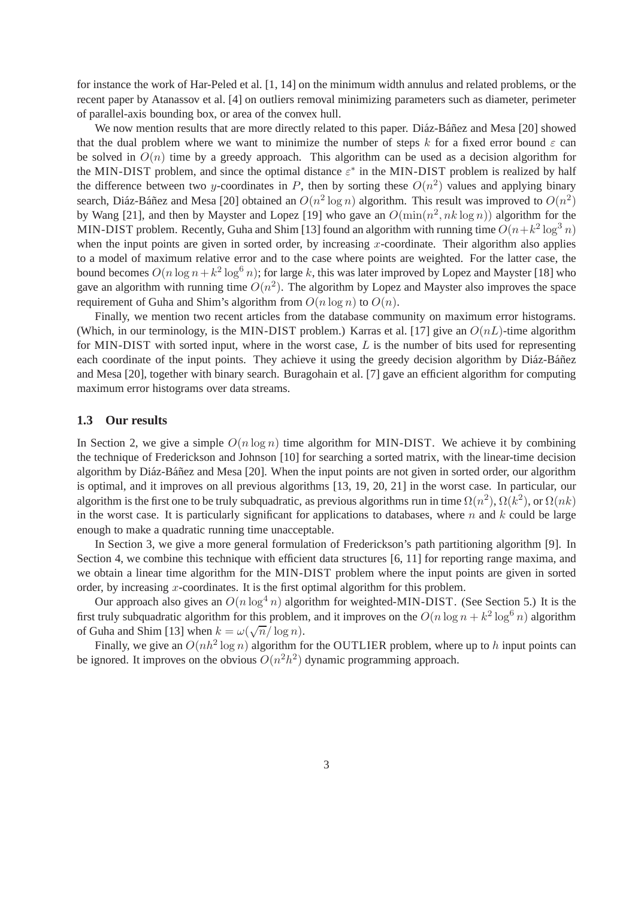for instance the work of Har-Peled et al. [1, 14] on the minimum width annulus and related problems, or the recent paper by Atanassov et al. [4] on outliers removal minimizing parameters such as diameter, perimeter of parallel-axis bounding box, or area of the convex hull.

We now mention results that are more directly related to this paper. Diáz-Báñez and Mesa [20] showed that the dual problem where we want to minimize the number of steps $k$ for a fixed error bound $\varepsilon$ can be solved in $O(n)$ time by a greedy approach. This algorithm can be used as a decision algorithm for the MIN-DIST problem, and since the optimal distance $\varepsilon^*$ in the MIN-DIST problem is realized by half the difference between two $y$-coordinates in $P$, then by sorting these $O(n^2)$ values and applying binary search, Diáz-Báñez and Mesa [20] obtained an $O(n^2 \log n)$ algorithm. This result was improved to $O(n^2)$ by Wang [21], and then by Mayster and Lopez [19] who gave an $O(\min(n^2, nk \log n))$ algorithm for the MIN-DIST problem. Recently, Guha and Shim [13] found an algorithm with running time $O(n + k^2 \log^3 n)$ when the input points are given in sorted order, by increasing $x$-coordinate. Their algorithm also applies to a model of maximum relative error and to the case where points are weighted. For the latter case, the bound becomes $O(n \log n + k^2 \log^6 n)$; for large $k$, this was later improved by Lopez and Mayster [18] who gave an algorithm with running time $O(n^2)$. The algorithm by Lopez and Mayster also improves the space requirement of Guha and Shim's algorithm from $O(n \log n)$ to $O(n)$.

Finally, we mention two recent articles from the database community on maximum error histograms. (Which, in our terminology, is the MIN-DIST problem.) Karras et al. [17] give an $O(nL)$-time algorithm for MIN-DIST with sorted input, where in the worst case, $L$ is the number of bits used for representing each coordinate of the input points. They achieve it using the greedy decision algorithm by Diáz-Báñez and Mesa [20], together with binary search. Buragohain et al. [7] gave an efficient algorithm for computing maximum error histograms over data streams.

### 1.3 Our results

In Section 2, we give a simple $O(n \log n)$ time algorithm for MIN-DIST. We achieve it by combining the technique of Frederickson and Johnson [10] for searching a sorted matrix, with the linear-time decision algorithm by Diáz-Báñez and Mesa [20]. When the input points are not given in sorted order, our algorithm is optimal, and it improves on all previous algorithms [13, 19, 20, 21] in the worst case. In particular, our algorithm is the first one to be truly subquadratic, as previous algorithms run in time $\Omega(n^2)$, $\Omega(k^2)$, or $\Omega(nk)$ in the worst case. It is particularly significant for applications to databases, where $n$ and $k$ could be large enough to make a quadratic running time unacceptable.

In Section 3, we give a more general formulation of Frederickson's path partitioning algorithm [9]. In Section 4, we combine this technique with efficient data structures [6, 11] for reporting range maxima, and we obtain a linear time algorithm for the MIN-DIST problem where the input points are given in sorted order, by increasing $x$-coordinates. It is the first optimal algorithm for this problem.

Our approach also gives an $O(n \log^4 n)$ algorithm for weighted-MIN-DIST. (See Section 5.) It is the first truly subquadratic algorithm for this problem, and it improves on the $O(n \log n + k^2 \log^6 n)$ algorithm of Guha and Shim [13] when $k = \omega(\sqrt{n}/\log n)$.

Finally, we give an $O(nh^2 \log n)$ algorithm for the OUTLIER problem, where up to $h$ input points can be ignored. It improves on the obvious $O(n^2 h^2)$ dynamic programming approach.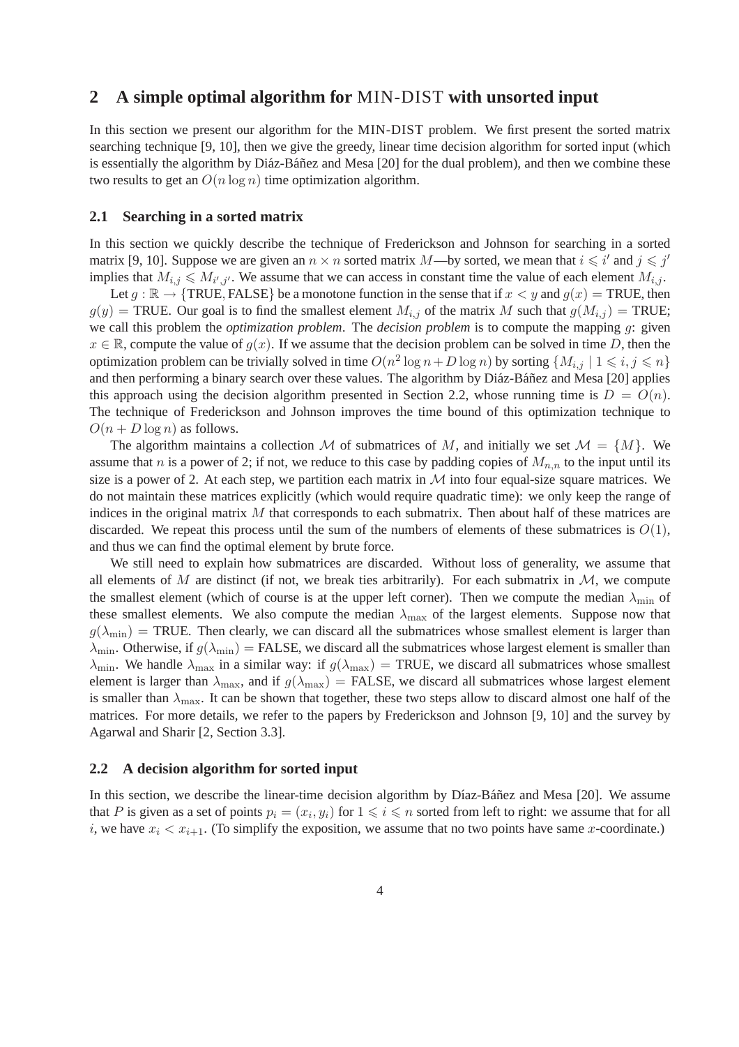## 2 A simple optimal algorithm for MIN-DIST with unsorted input

In this section we present our algorithm for the MIN-DIST problem. We first present the sorted matrix searching technique [9, 10], then we give the greedy, linear time decision algorithm for sorted input (which is essentially the algorithm by Diáz-Báñez and Mesa [20] for the dual problem), and then we combine these two results to get an $O(n \log n)$ time optimization algorithm.

### 2.1 Searching in a sorted matrix

In this section we quickly describe the technique of Frederickson and Johnson for searching in a sorted matrix [9, 10]. Suppose we are given an $n \times n$ sorted matrix $M$—by sorted, we mean that $i \leqslant i'$ and $j \leqslant j'$ implies that $M_{i,j} \leqslant M_{i',j'}$. We assume that we can access in constant time the value of each element $M_{i,j}$.

Let $g : \mathbb{R} \rightarrow \{\text{TRUE}, \text{FALSE}\}$ be a monotone function in the sense that if $x < y$ and $g(x) = \text{TRUE}$, then $g(y) = \text{TRUE}$. Our goal is to find the smallest element $M_{i,j}$ of the matrix $M$ such that $g(M_{i,j}) = \text{TRUE}$; we call this problem the *optimization problem*. The *decision problem* is to compute the mapping $g$: given $x \in \mathbb{R}$, compute the value of $g(x)$. If we assume that the decision problem can be solved in time $D$, then the optimization problem can be trivially solved in time $O(n^2 \log n + D \log n)$ by sorting $\{M_{i,j} \mid 1 \leqslant i, j \leqslant n\}$ and then performing a binary search over these values. The algorithm by Diáz-Báñez and Mesa [20] applies this approach using the decision algorithm presented in Section 2.2, whose running time is $D = O(n)$. The technique of Frederickson and Johnson improves the time bound of this optimization technique to $O(n + D \log n)$ as follows.

The algorithm maintains a collection $\mathcal{M}$ of submatrices of $M$, and initially we set $\mathcal{M} = \{M\}$. We assume that $n$ is a power of 2; if not, we reduce to this case by padding copies of $M_{n,n}$ to the input until its size is a power of 2. At each step, we partition each matrix in $\mathcal{M}$ into four equal-size square matrices. We do not maintain these matrices explicitly (which would require quadratic time): we only keep the range of indices in the original matrix $M$ that corresponds to each submatrix. Then about half of these matrices are discarded. We repeat this process until the sum of the numbers of elements of these submatrices is $O(1)$, and thus we can find the optimal element by brute force.

We still need to explain how submatrices are discarded. Without loss of generality, we assume that all elements of $M$ are distinct (if not, we break ties arbitrarily). For each submatrix in $\mathcal{M}$, we compute the smallest element (which of course is at the upper left corner). Then we compute the median $\lambda_{\min}$ of these smallest elements. We also compute the median $\lambda_{\max}$ of the largest elements. Suppose now that $g(\lambda_{\min}) = \text{TRUE}$. Then clearly, we can discard all the submatrices whose smallest element is larger than $\lambda_{\min}$. Otherwise, if $g(\lambda_{\min}) = \text{FALSE}$, we discard all the submatrices whose largest element is smaller than $\lambda_{\min}$. We handle $\lambda_{\max}$ in a similar way: if $g(\lambda_{\max}) = \text{TRUE}$, we discard all submatrices whose smallest element is larger than $\lambda_{\max}$, and if $g(\lambda_{\max}) = \text{FALSE}$, we discard all submatrices whose largest element is smaller than $\lambda_{\max}$. It can be shown that together, these two steps allow to discard almost one half of the matrices. For more details, we refer to the papers by Frederickson and Johnson [9, 10] and the survey by Agarwal and Sharir [2, Section 3.3].

### 2.2 A decision algorithm for sorted input

In this section, we describe the linear-time decision algorithm by Díaz-Báñez and Mesa [20]. We assume that $P$ is given as a set of points $p_i = (x_i, y_i)$ for $1 \leqslant i \leqslant n$ sorted from left to right: we assume that for all $i$, we have $x_i < x_{i+1}$. (To simplify the exposition, we assume that no two points have same $x$-coordinate.)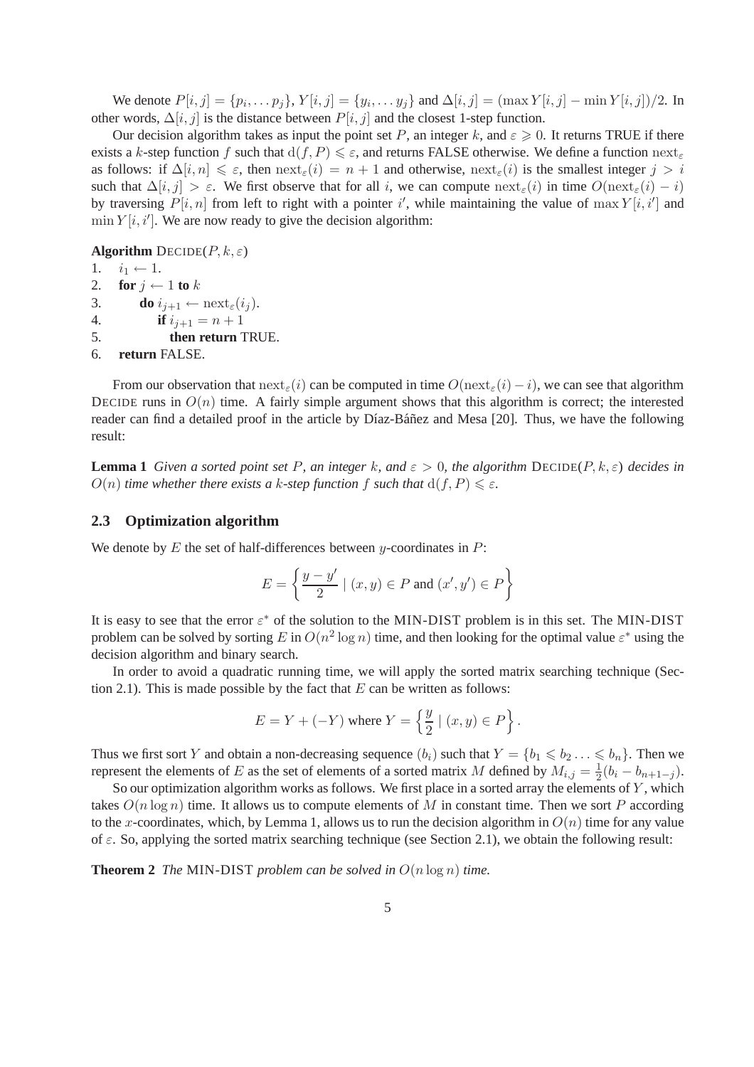We denote $P[i, j] = \{p_i, \dots p_j\}$, $Y[i, j] = \{y_i, \dots y_j\}$ and $\Delta[i, j] = (\max Y[i, j] - \min Y[i, j])/2$. In other words, $\Delta[i, j]$ is the distance between $P[i, j]$ and the closest 1-step function.

Our decision algorithm takes as input the point set $P$, an integer $k$, and $\varepsilon \geqslant 0$. It returns TRUE if there exists a $k$-step function $f$ such that $\mathrm{d}(f, P) \leqslant \varepsilon$, and returns FALSE otherwise. We define a function $\mathrm{next}_\varepsilon$ as follows: if $\Delta[i, n] \leqslant \varepsilon$, then $\mathrm{next}_\varepsilon(i) = n + 1$ and otherwise, $\mathrm{next}_\varepsilon(i)$ is the smallest integer $j > i$ such that $\Delta[i, j] > \varepsilon$. We first observe that for all $i$, we can compute $\mathrm{next}_\varepsilon(i)$ in time $O(\mathrm{next}_\varepsilon(i) - i)$ by traversing $P[i, n]$ from left to right with a pointer $i'$, while maintaining the value of $\max Y[i, i']$ and $\min Y[i, i']$. We are now ready to give the decision algorithm:

**Algorithm** DECIDE($P, k, \varepsilon$)

```
1.  i_1 ← 1.
2.  for j ← 1 to k
3.      do i_{j+1} ← next_ε(i_j).
4.         if i_{j+1} = n + 1
5.            then return TRUE.
6.  return FALSE.
```

From our observation that $\mathrm{next}_\varepsilon(i)$ can be computed in time $O(\mathrm{next}_\varepsilon(i) - i)$, we can see that algorithm DECIDE runs in $O(n)$ time. A fairly simple argument shows that this algorithm is correct; the interested reader can find a detailed proof in the article by Díaz-Báñez and Mesa [20]. Thus, we have the following result:

**Lemma 1** *Given a sorted point set $P$, an integer $k$, and $\varepsilon > 0$, the algorithm* DECIDE$(P, k, \varepsilon)$ *decides in $O(n)$ time whether there exists a $k$-step function $f$ such that $\mathrm{d}(f, P) \leqslant \varepsilon$.*

### 2.3 Optimization algorithm

We denote by $E$ the set of half-differences between $y$-coordinates in $P$:

$$E = \left\{ \frac{y - y'}{2} \mid (x, y) \in P \text{ and } (x', y') \in P \right\}$$

It is easy to see that the error $\varepsilon^*$ of the solution to the MIN-DIST problem is in this set. The MIN-DIST problem can be solved by sorting $E$ in $O(n^2 \log n)$ time, and then looking for the optimal value $\varepsilon^*$ using the decision algorithm and binary search.

In order to avoid a quadratic running time, we will apply the sorted matrix searching technique (Section 2.1). This is made possible by the fact that $E$ can be written as follows:

$$E = Y + (-Y) \text{ where } Y = \left\{ \frac{y}{2} \mid (x, y) \in P \right\}.$$

Thus we first sort $Y$ and obtain a non-decreasing sequence $(b_i)$ such that $Y = \{b_1 \leqslant b_2 \dots \leqslant b_n\}$. Then we represent the elements of $E$ as the set of elements of a sorted matrix $M$ defined by $M_{i,j} = \frac{1}{2}(b_i - b_{n+1-j})$.

So our optimization algorithm works as follows. We first place in a sorted array the elements of $Y$, which takes $O(n \log n)$ time. It allows us to compute elements of $M$ in constant time. Then we sort $P$ according to the $x$-coordinates, which, by Lemma 1, allows us to run the decision algorithm in $O(n)$ time for any value of $\varepsilon$. So, applying the sorted matrix searching technique (see Section 2.1), we obtain the following result:

**Theorem 2** *The* MIN-DIST *problem can be solved in $O(n \log n)$ time.*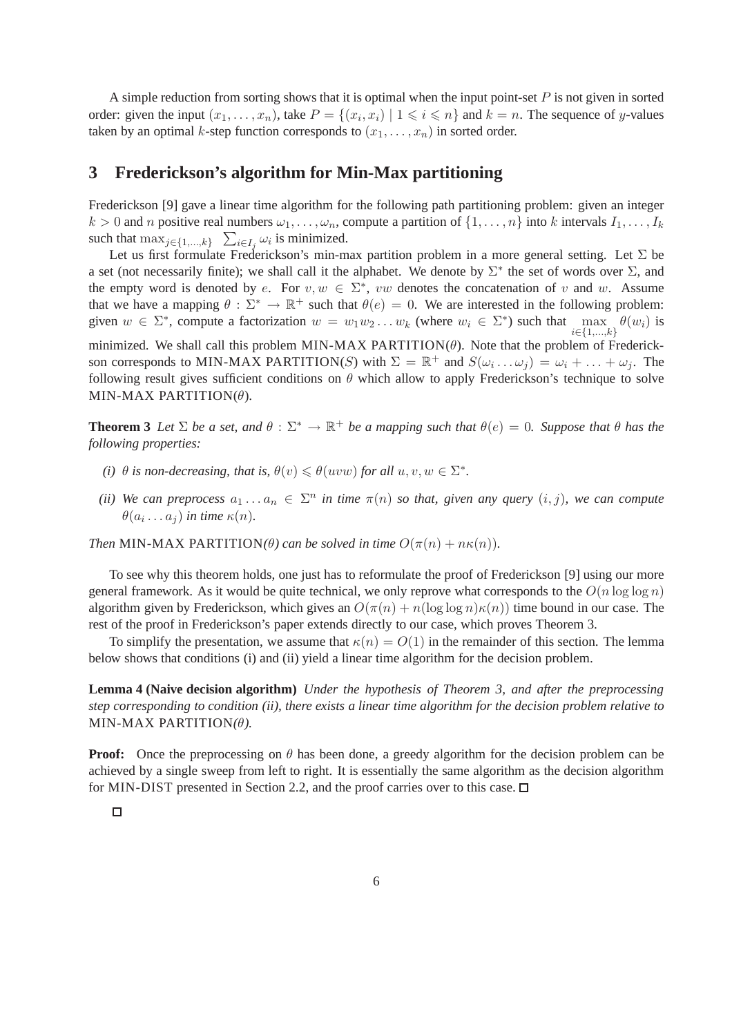A simple reduction from sorting shows that it is optimal when the input point-set $P$ is not given in sorted order: given the input $(x_1, \ldots, x_n)$, take $P = \{(x_i, x_i) \mid 1 \leqslant i \leqslant n\}$ and $k = n$. The sequence of $y$-values taken by an optimal $k$-step function corresponds to $(x_1, \ldots, x_n)$ in sorted order.

## 3 Frederickson's algorithm for Min-Max partitioning

Frederickson [9] gave a linear time algorithm for the following path partitioning problem: given an integer $k > 0$ and $n$ positive real numbers $\omega_1, \ldots, \omega_n$, compute a partition of $\{1, \ldots, n\}$ into $k$ intervals $I_1, \ldots, I_k$ such that $\max_{j \in \{1,\ldots,k\}} \sum_{i \in I_j} \omega_i$ is minimized.

Let us first formulate Frederickson's min-max partition problem in a more general setting. Let $\Sigma$ be a set (not necessarily finite); we shall call it the alphabet. We denote by $\Sigma^*$ the set of words over $\Sigma$, and the empty word is denoted by $e$. For $v, w \in \Sigma^*$, $vw$ denotes the concatenation of $v$ and $w$. Assume that we have a mapping $\theta : \Sigma^* \to \mathbb{R}^+$ such that $\theta(e) = 0$. We are interested in the following problem: given $w \in \Sigma^*$, compute a factorization $w = w_1 w_2 \ldots w_k$ (where $w_i \in \Sigma^*$) such that $\max\limits_{i \in \{1,\ldots,k\}} \theta(w_i)$ is minimized. We shall call this problem MIN-MAX PARTITION($\theta$). Note that the problem of Frederickson corresponds to MIN-MAX PARTITION($S$) with $\Sigma = \mathbb{R}^+$ and $S(\omega_i \ldots \omega_j) = \omega_i + \ldots + \omega_j$. The following result gives sufficient conditions on $\theta$ which allow to apply Frederickson's technique to solve MIN-MAX PARTITION($\theta$).

**Theorem 3** *Let $\Sigma$ be a set, and $\theta : \Sigma^* \to \mathbb{R}^+$ be a mapping such that $\theta(e) = 0$. Suppose that $\theta$ has the following properties:*

- *(i) $\theta$ is non-decreasing, that is, $\theta(v) \leqslant \theta(uvw)$ for all $u, v, w \in \Sigma^*$.*
- *(ii) We can preprocess $a_1 \ldots a_n \in \Sigma^n$ in time $\pi(n)$ so that, given any query $(i, j)$, we can compute $\theta(a_i \ldots a_j)$ in time $\kappa(n)$.*

*Then* MIN-MAX PARTITION*($\theta$) can be solved in time $O(\pi(n) + n\kappa(n))$.*

To see why this theorem holds, one just has to reformulate the proof of Frederickson [9] using our more general framework. As it would be quite technical, we only reprove what corresponds to the $O(n \log \log n)$ algorithm given by Frederickson, which gives an $O(\pi(n) + n(\log \log n)\kappa(n))$ time bound in our case. The rest of the proof in Frederickson's paper extends directly to our case, which proves Theorem 3.

To simplify the presentation, we assume that $\kappa(n) = O(1)$ in the remainder of this section. The lemma below shows that conditions (i) and (ii) yield a linear time algorithm for the decision problem.

**Lemma 4 (Naive decision algorithm)** *Under the hypothesis of Theorem 3, and after the preprocessing step corresponding to condition (ii), there exists a linear time algorithm for the decision problem relative to* MIN-MAX PARTITION*($\theta$).*

**Proof:** Once the preprocessing on $\theta$ has been done, a greedy algorithm for the decision problem can be achieved by a single sweep from left to right. It is essentially the same algorithm as the decision algorithm for MIN-DIST presented in Section 2.2, and the proof carries over to this case. □

□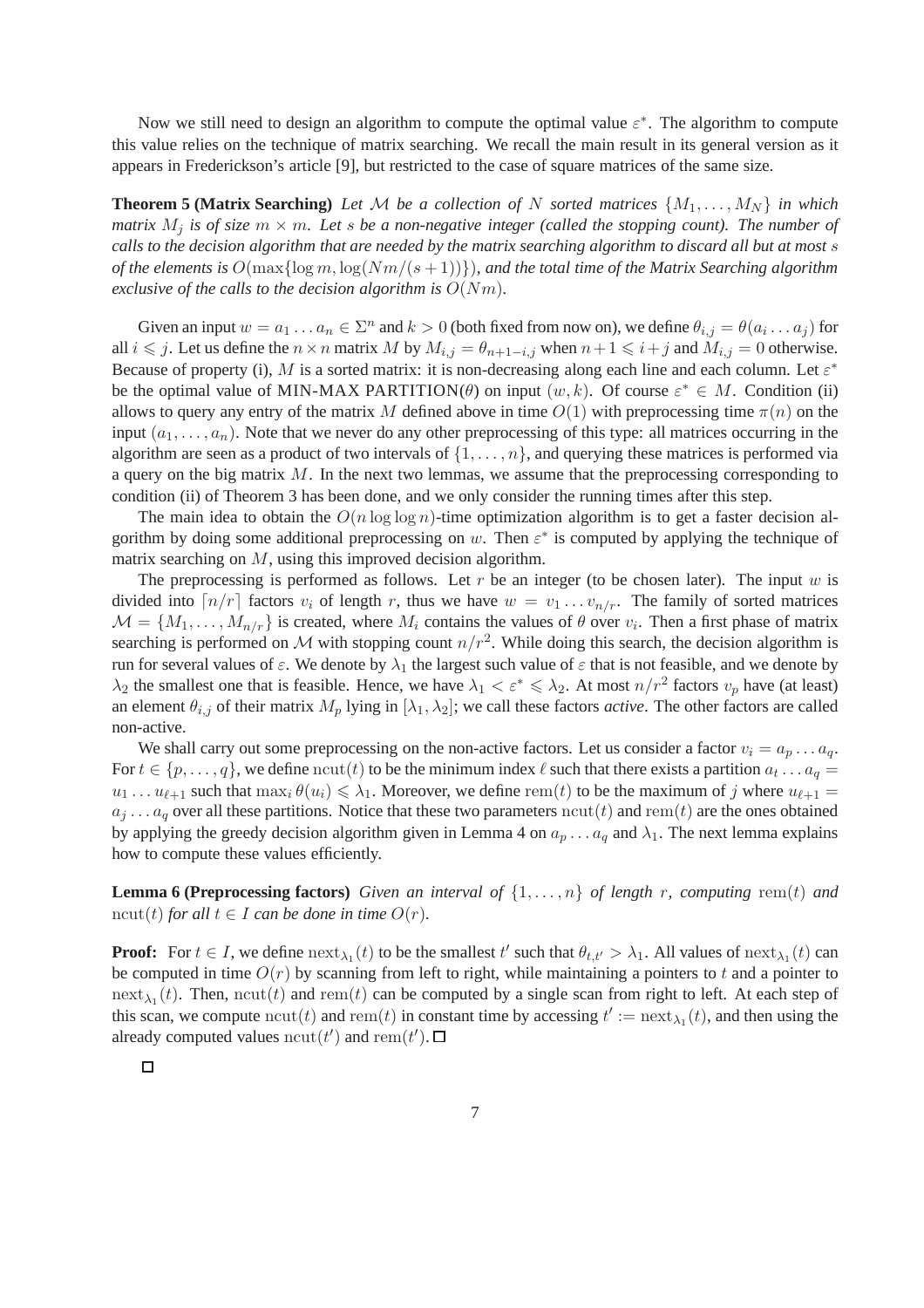Now we still need to design an algorithm to compute the optimal value $\varepsilon^*$. The algorithm to compute this value relies on the technique of matrix searching. We recall the main result in its general version as it appears in Frederickson's article [9], but restricted to the case of square matrices of the same size.

**Theorem 5 (Matrix Searching)** *Let $\mathcal{M}$ be a collection of $N$ sorted matrices $\{M_1, \dots, M_N\}$ in which matrix $M_j$ is of size $m \times m$. Let $s$ be a non-negative integer (called the stopping count). The number of calls to the decision algorithm that are needed by the matrix searching algorithm to discard all but at most $s$ of the elements is $O(\max\{\log m, \log(Nm/(s+1))\})$, and the total time of the Matrix Searching algorithm exclusive of the calls to the decision algorithm is $O(Nm)$.*

Given an input $w = a_1 \dots a_n \in \Sigma^n$ and $k > 0$ (both fixed from now on), we define $\theta_{i,j} = \theta(a_i \dots a_j)$ for all $i \leqslant j$. Let us define the $n \times n$ matrix $M$ by $M_{i,j} = \theta_{n+1-i,j}$ when $n+1 \leqslant i+j$ and $M_{i,j} = 0$ otherwise. Because of property (i), $M$ is a sorted matrix: it is non-decreasing along each line and each column. Let $\varepsilon^*$ be the optimal value of MIN-MAX PARTITION($\theta$) on input $(w, k)$. Of course $\varepsilon^* \in M$. Condition (ii) allows to query any entry of the matrix $M$ defined above in time $O(1)$ with preprocessing time $\pi(n)$ on the input $(a_1, \dots, a_n)$. Note that we never do any other preprocessing of this type: all matrices occurring in the algorithm are seen as a product of two intervals of $\{1, \dots, n\}$, and querying these matrices is performed via a query on the big matrix $M$. In the next two lemmas, we assume that the preprocessing corresponding to condition (ii) of Theorem 3 has been done, and we only consider the running times after this step.

The main idea to obtain the $O(n \log \log n)$-time optimization algorithm is to get a faster decision algorithm by doing some additional preprocessing on $w$. Then $\varepsilon^*$ is computed by applying the technique of matrix searching on $M$, using this improved decision algorithm.

The preprocessing is performed as follows. Let $r$ be an integer (to be chosen later). The input $w$ is divided into $\lceil n/r \rceil$ factors $v_i$ of length $r$, thus we have $w = v_1 \dots v_{n/r}$. The family of sorted matrices $\mathcal{M} = \{M_1, \dots, M_{n/r}\}$ is created, where $M_i$ contains the values of $\theta$ over $v_i$. Then a first phase of matrix searching is performed on $\mathcal{M}$ with stopping count $n/r^2$. While doing this search, the decision algorithm is run for several values of $\varepsilon$. We denote by $\lambda_1$ the largest such value of $\varepsilon$ that is not feasible, and we denote by $\lambda_2$ the smallest one that is feasible. Hence, we have $\lambda_1 < \varepsilon^* \leqslant \lambda_2$. At most $n/r^2$ factors $v_p$ have (at least) an element $\theta_{i,j}$ of their matrix $M_p$ lying in $[\lambda_1, \lambda_2]$; we call these factors *active*. The other factors are called non-active.

We shall carry out some preprocessing on the non-active factors. Let us consider a factor $v_i = a_p \dots a_q$. For $t \in \{p, \dots, q\}$, we define $\mathrm{ncut}(t)$ to be the minimum index $\ell$ such that there exists a partition $a_t \dots a_q = u_1 \dots u_{\ell+1}$ such that $\max_i \theta(u_i) \leqslant \lambda_1$. Moreover, we define $\mathrm{rem}(t)$ to be the maximum of $j$ where $u_{\ell+1} = a_j \dots a_q$ over all these partitions. Notice that these two parameters $\mathrm{ncut}(t)$ and $\mathrm{rem}(t)$ are the ones obtained by applying the greedy decision algorithm given in Lemma 4 on $a_p \dots a_q$ and $\lambda_1$. The next lemma explains how to compute these values efficiently.

**Lemma 6 (Preprocessing factors)** *Given an interval of $\{1, \dots, n\}$ of length $r$, computing $\mathrm{rem}(t)$ and $\mathrm{ncut}(t)$ for all $t \in I$ can be done in time $O(r)$.*

**Proof:** For $t \in I$, we define $\mathrm{next}_{\lambda_1}(t)$ to be the smallest $t'$ such that $\theta_{t,t'} > \lambda_1$. All values of $\mathrm{next}_{\lambda_1}(t)$ can be computed in time $O(r)$ by scanning from left to right, while maintaining a pointers to $t$ and a pointer to $\mathrm{next}_{\lambda_1}(t)$. Then, $\mathrm{ncut}(t)$ and $\mathrm{rem}(t)$ can be computed by a single scan from right to left. At each step of this scan, we compute $\mathrm{ncut}(t)$ and $\mathrm{rem}(t)$ in constant time by accessing $t' := \mathrm{next}_{\lambda_1}(t)$, and then using the already computed values $\mathrm{ncut}(t')$ and $\mathrm{rem}(t')$. □

□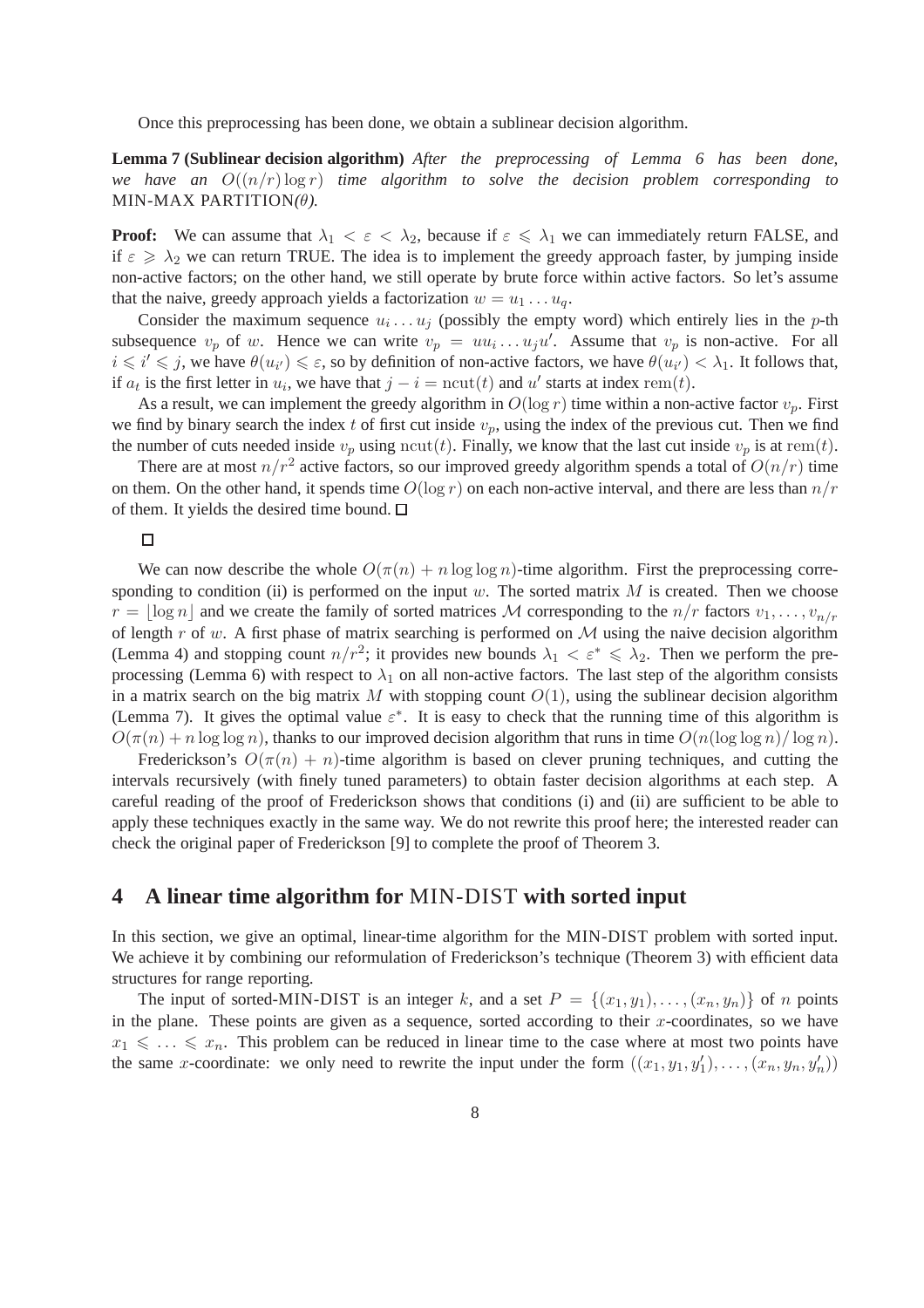Once this preprocessing has been done, we obtain a sublinear decision algorithm.

**Lemma 7 (Sublinear decision algorithm)** *After the preprocessing of Lemma 6 has been done, we have an $O((n/r)\log r)$ time algorithm to solve the decision problem corresponding to* MIN-MAX PARTITION*($\theta$).*

**Proof:** We can assume that $\lambda_1 < \varepsilon < \lambda_2$, because if $\varepsilon \leqslant \lambda_1$ we can immediately return FALSE, and if $\varepsilon \geqslant \lambda_2$ we can return TRUE. The idea is to implement the greedy approach faster, by jumping inside non-active factors; on the other hand, we still operate by brute force within active factors. So let's assume that the naive, greedy approach yields a factorization $w = u_1 \dots u_q$.

Consider the maximum sequence $u_i \dots u_j$ (possibly the empty word) which entirely lies in the $p$-th subsequence $v_p$ of $w$. Hence we can write $v_p = uu_i \dots u_j u'$. Assume that $v_p$ is non-active. For all $i \leqslant i' \leqslant j$, we have $\theta(u_{i'}) \leqslant \varepsilon$, so by definition of non-active factors, we have $\theta(u_{i'}) < \lambda_1$. It follows that, if $a_t$ is the first letter in $u_i$, we have that $j - i = \mathrm{ncut}(t)$ and $u'$ starts at index $\mathrm{rem}(t)$.

As a result, we can implement the greedy algorithm in $O(\log r)$ time within a non-active factor $v_p$. First we find by binary search the index $t$ of first cut inside $v_p$, using the index of the previous cut. Then we find the number of cuts needed inside $v_p$ using $\mathrm{ncut}(t)$. Finally, we know that the last cut inside $v_p$ is at $\mathrm{rem}(t)$.

There are at most $n/r^2$ active factors, so our improved greedy algorithm spends a total of $O(n/r)$ time on them. On the other hand, it spends time $O(\log r)$ on each non-active interval, and there are less than $n/r$ of them. It yields the desired time bound. □

□

We can now describe the whole $O(\pi(n) + n \log\log n)$-time algorithm. First the preprocessing corresponding to condition (ii) is performed on the input $w$. The sorted matrix $M$ is created. Then we choose $r = \lfloor \log n \rfloor$ and we create the family of sorted matrices $\mathcal{M}$ corresponding to the $n/r$ factors $v_1, \dots, v_{n/r}$ of length $r$ of $w$. A first phase of matrix searching is performed on $\mathcal{M}$ using the naive decision algorithm (Lemma 4) and stopping count $n/r^2$; it provides new bounds $\lambda_1 < \varepsilon^* \leqslant \lambda_2$. Then we perform the preprocessing (Lemma 6) with respect to $\lambda_1$ on all non-active factors. The last step of the algorithm consists in a matrix search on the big matrix $M$ with stopping count $O(1)$, using the sublinear decision algorithm (Lemma 7). It gives the optimal value $\varepsilon^*$. It is easy to check that the running time of this algorithm is $O(\pi(n) + n \log\log n)$, thanks to our improved decision algorithm that runs in time $O(n(\log\log n)/\log n)$.

Frederickson's $O(\pi(n) + n)$-time algorithm is based on clever pruning techniques, and cutting the intervals recursively (with finely tuned parameters) to obtain faster decision algorithms at each step. A careful reading of the proof of Frederickson shows that conditions (i) and (ii) are sufficient to be able to apply these techniques exactly in the same way. We do not rewrite this proof here; the interested reader can check the original paper of Frederickson [9] to complete the proof of Theorem 3.

## 4 A linear time algorithm for MIN-DIST with sorted input

In this section, we give an optimal, linear-time algorithm for the MIN-DIST problem with sorted input. We achieve it by combining our reformulation of Frederickson's technique (Theorem 3) with efficient data structures for range reporting.

The input of sorted-MIN-DIST is an integer $k$, and a set $P = \{(x_1, y_1), \dots, (x_n, y_n)\}$ of $n$ points in the plane. These points are given as a sequence, sorted according to their $x$-coordinates, so we have $x_1 \leqslant \dots \leqslant x_n$. This problem can be reduced in linear time to the case where at most two points have the same $x$-coordinate: we only need to rewrite the input under the form $((x_1, y_1, y'_1), \dots, (x_n, y_n, y'_n))$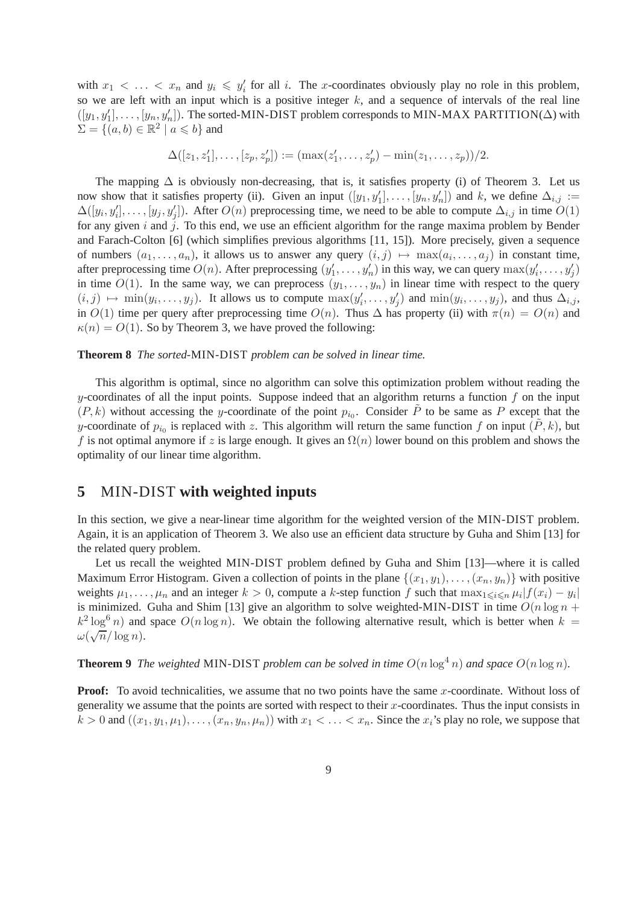with $x_1 < \ldots < x_n$ and $y_i \leqslant y'_i$ for all $i$. The $x$-coordinates obviously play no role in this problem, so we are left with an input which is a positive integer $k$, and a sequence of intervals of the real line $([y_1, y'_1], \ldots, [y_n, y'_n])$. The sorted-MIN-DIST problem corresponds to MIN-MAX PARTITION($\Delta$) with $\Sigma = \{(a, b) \in \mathbb{R}^2 \mid a \leqslant b\}$ and

$$\Delta([z_1, z'_1], \ldots, [z_p, z'_p]) := (\max(z'_1, \ldots, z'_p) - \min(z_1, \ldots, z_p))/2.$$

The mapping $\Delta$ is obviously non-decreasing, that is, it satisfies property (i) of Theorem 3. Let us now show that it satisfies property (ii). Given an input $([y_1, y'_1], \ldots, [y_n, y'_n])$ and $k$, we define $\Delta_{i,j} := \Delta([y_i, y'_i], \ldots, [y_j, y'_j])$. After $O(n)$ preprocessing time, we need to be able to compute $\Delta_{i,j}$ in time $O(1)$ for any given $i$ and $j$. To this end, we use an efficient algorithm for the range maxima problem by Bender and Farach-Colton [6] (which simplifies previous algorithms [11, 15]). More precisely, given a sequence of numbers $(a_1, \ldots, a_n)$, it allows us to answer any query $(i, j) \mapsto \max(a_i, \ldots, a_j)$ in constant time, after preprocessing time $O(n)$. After preprocessing $(y'_1, \ldots, y'_n)$ in this way, we can query $\max(y'_i, \ldots, y'_j)$ in time $O(1)$. In the same way, we can preprocess $(y_1, \ldots, y_n)$ in linear time with respect to the query $(i, j) \mapsto \min(y_i, \ldots, y_j)$. It allows us to compute $\max(y'_i, \ldots, y'_j)$ and $\min(y_i, \ldots, y_j)$, and thus $\Delta_{i,j}$, in $O(1)$ time per query after preprocessing time $O(n)$. Thus $\Delta$ has property (ii) with $\pi(n) = O(n)$ and $\kappa(n) = O(1)$. So by Theorem 3, we have proved the following:

**Theorem 8** *The sorted-*MIN-DIST *problem can be solved in linear time.*

This algorithm is optimal, since no algorithm can solve this optimization problem without reading the $y$-coordinates of all the input points. Suppose indeed that an algorithm returns a function $f$ on the input $(P, k)$ without accessing the $y$-coordinate of the point $p_{i_0}$. Consider $\tilde{P}$ to be same as $P$ except that the $y$-coordinate of $p_{i_0}$ is replaced with $z$. This algorithm will return the same function $f$ on input $(\tilde{P}, k)$, but $f$ is not optimal anymore if $z$ is large enough. It gives an $\Omega(n)$ lower bound on this problem and shows the optimality of our linear time algorithm.

## 5 MIN-DIST with weighted inputs

In this section, we give a near-linear time algorithm for the weighted version of the MIN-DIST problem. Again, it is an application of Theorem 3. We also use an efficient data structure by Guha and Shim [13] for the related query problem.

Let us recall the weighted MIN-DIST problem defined by Guha and Shim [13]—where it is called Maximum Error Histogram. Given a collection of points in the plane $\{(x_1, y_1), \ldots, (x_n, y_n)\}$ with positive weights $\mu_1, \ldots, \mu_n$ and an integer $k > 0$, compute a $k$-step function $f$ such that $\max_{1 \leqslant i \leqslant n} \mu_i |f(x_i) - y_i|$ is minimized. Guha and Shim [13] give an algorithm to solve weighted-MIN-DIST in time $O(n \log n + k^2 \log^6 n)$ and space $O(n \log n)$. We obtain the following alternative result, which is better when $k = \omega(\sqrt{n}/\log n)$.

**Theorem 9** *The weighted* MIN-DIST *problem can be solved in time $O(n \log^4 n)$ and space $O(n \log n)$.*

**Proof:** To avoid technicalities, we assume that no two points have the same $x$-coordinate. Without loss of generality we assume that the points are sorted with respect to their $x$-coordinates. Thus the input consists in $k > 0$ and $((x_1, y_1, \mu_1), \ldots, (x_n, y_n, \mu_n))$ with $x_1 < \ldots < x_n$. Since the $x_i$'s play no role, we suppose that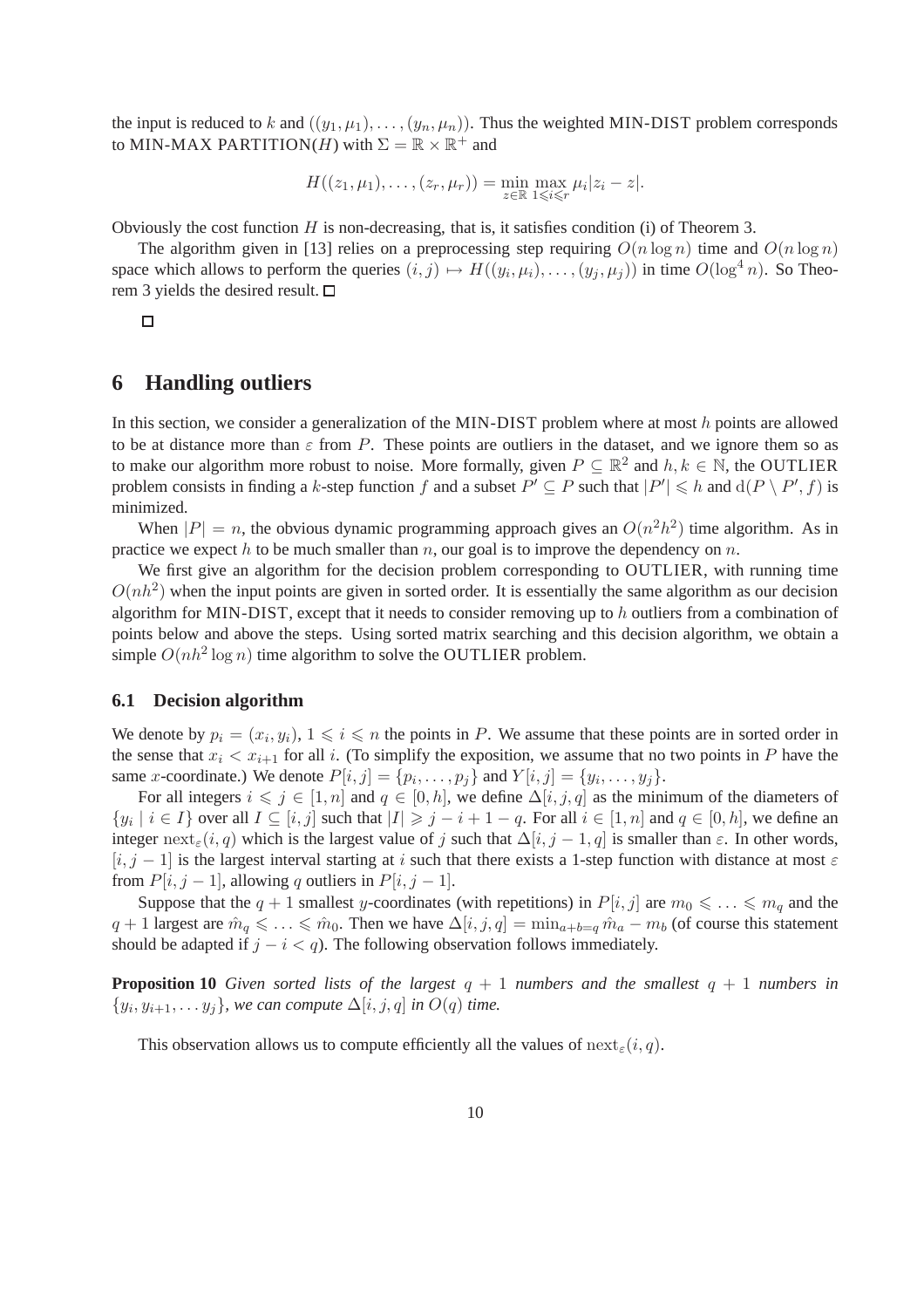the input is reduced to $k$ and $((y_1, \mu_1), \dots, (y_n, \mu_n))$. Thus the weighted MIN-DIST problem corresponds to MIN-MAX PARTITION($H$) with $\Sigma = \mathbb{R} \times \mathbb{R}^+$ and

$$H((z_1, \mu_1), \dots, (z_r, \mu_r)) = \min_{z \in \mathbb{R}} \max_{1 \leqslant i \leqslant r} \mu_i |z_i - z|.$$

Obviously the cost function $H$ is non-decreasing, that is, it satisfies condition (i) of Theorem 3.

The algorithm given in [13] relies on a preprocessing step requiring $O(n \log n)$ time and $O(n \log n)$ space which allows to perform the queries $(i, j) \mapsto H((y_i, \mu_i), \dots, (y_j, \mu_j))$ in time $O(\log^4 n)$. So Theorem 3 yields the desired result. □

□

# 6 Handling outliers

In this section, we consider a generalization of the MIN-DIST problem where at most $h$ points are allowed to be at distance more than $\varepsilon$ from $P$. These points are outliers in the dataset, and we ignore them so as to make our algorithm more robust to noise. More formally, given $P \subseteq \mathbb{R}^2$ and $h, k \in \mathbb{N}$, the OUTLIER problem consists in finding a $k$-step function $f$ and a subset $P' \subseteq P$ such that $|P'| \leqslant h$ and $\mathrm{d}(P \setminus P', f)$ is minimized.

When $|P| = n$, the obvious dynamic programming approach gives an $O(n^2 h^2)$ time algorithm. As in practice we expect $h$ to be much smaller than $n$, our goal is to improve the dependency on $n$.

We first give an algorithm for the decision problem corresponding to OUTLIER, with running time $O(nh^2)$ when the input points are given in sorted order. It is essentially the same algorithm as our decision algorithm for MIN-DIST, except that it needs to consider removing up to $h$ outliers from a combination of points below and above the steps. Using sorted matrix searching and this decision algorithm, we obtain a simple $O(nh^2 \log n)$ time algorithm to solve the OUTLIER problem.

## 6.1 Decision algorithm

We denote by $p_i = (x_i, y_i)$, $1 \leqslant i \leqslant n$ the points in $P$. We assume that these points are in sorted order in the sense that $x_i < x_{i+1}$ for all $i$. (To simplify the exposition, we assume that no two points in $P$ have the same $x$-coordinate.) We denote $P[i, j] = \{p_i, \dots, p_j\}$ and $Y[i, j] = \{y_i, \dots, y_j\}$.

For all integers $i \leqslant j \in [1, n]$ and $q \in [0, h]$, we define $\Delta[i, j, q]$ as the minimum of the diameters of $\{y_i \mid i \in I\}$ over all $I \subseteq [i, j]$ such that $|I| \geqslant j - i + 1 - q$. For all $i \in [1, n]$ and $q \in [0, h]$, we define an integer $\mathrm{next}_\varepsilon(i, q)$ which is the largest value of $j$ such that $\Delta[i, j-1, q]$ is smaller than $\varepsilon$. In other words, $[i, j-1]$ is the largest interval starting at $i$ such that there exists a 1-step function with distance at most $\varepsilon$ from $P[i, j-1]$, allowing $q$ outliers in $P[i, j-1]$.

Suppose that the $q+1$ smallest $y$-coordinates (with repetitions) in $P[i, j]$ are $m_0 \leqslant \dots \leqslant m_q$ and the $q+1$ largest are $\hat{m}_q \leqslant \dots \leqslant \hat{m}_0$. Then we have $\Delta[i, j, q] = \min_{a+b=q} \hat{m}_a - m_b$ (of course this statement should be adapted if $j - i < q$). The following observation follows immediately.

**Proposition 10** *Given sorted lists of the largest $q+1$ numbers and the smallest $q+1$ numbers in $\{y_i, y_{i+1}, \dots y_j\}$, we can compute $\Delta[i, j, q]$ in $O(q)$ time.*

This observation allows us to compute efficiently all the values of $\mathrm{next}_\varepsilon(i, q)$.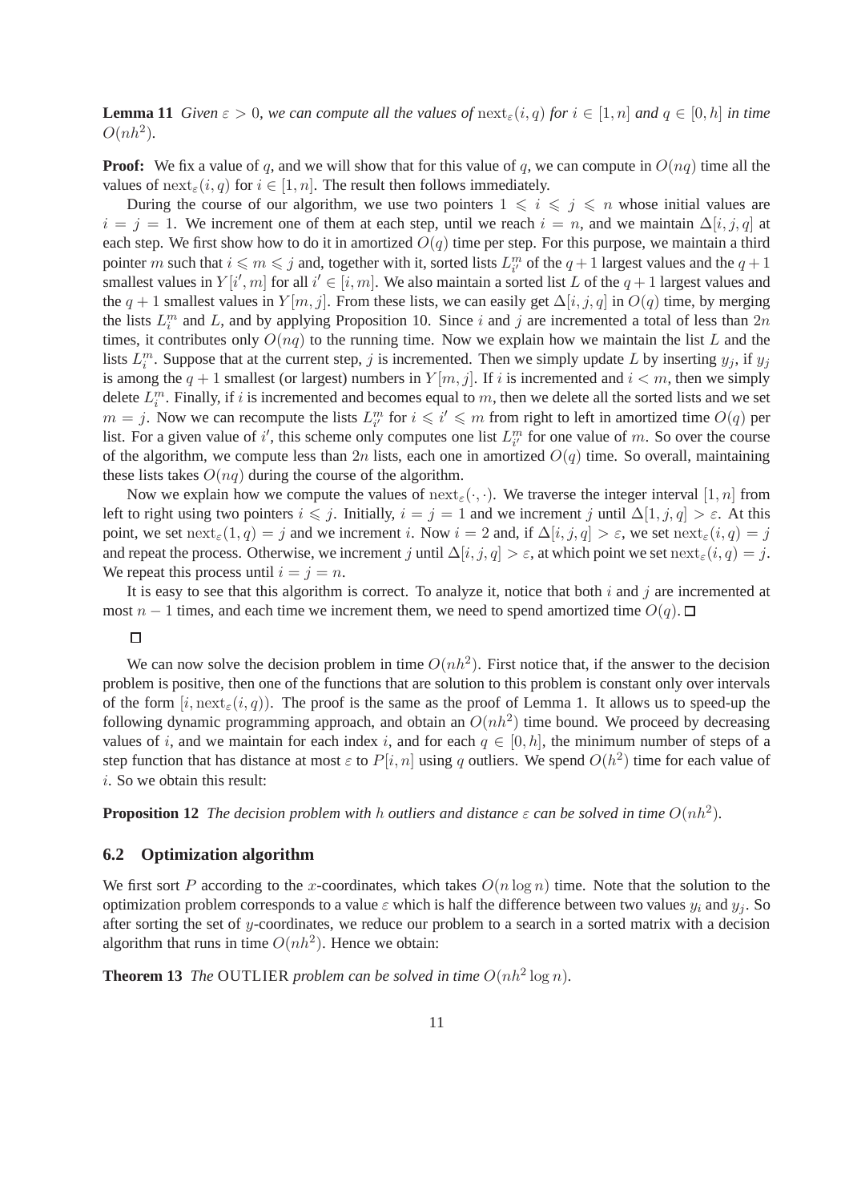**Lemma 11** *Given $\varepsilon > 0$, we can compute all the values of $\text{next}_\varepsilon(i,q)$ for $i \in [1,n]$ and $q \in [0,h]$ in time $O(nh^2)$.*

**Proof:** We fix a value of $q$, and we will show that for this value of $q$, we can compute in $O(nq)$ time all the values of $\text{next}_\varepsilon(i,q)$ for $i \in [1,n]$. The result then follows immediately.

During the course of our algorithm, we use two pointers $1 \leqslant i \leqslant j \leqslant n$ whose initial values are $i = j = 1$. We increment one of them at each step, until we reach $i = n$, and we maintain $\Delta[i,j,q]$ at each step. We first show how to do it in amortized $O(q)$ time per step. For this purpose, we maintain a third pointer $m$ such that $i \leqslant m \leqslant j$ and, together with it, sorted lists $L^m_{i'}$ of the $q+1$ largest values and the $q+1$ smallest values in $Y[i',m]$ for all $i' \in [i,m]$. We also maintain a sorted list $L$ of the $q+1$ largest values and the $q+1$ smallest values in $Y[m,j]$. From these lists, we can easily get $\Delta[i,j,q]$ in $O(q)$ time, by merging the lists $L^m_i$ and $L$, and by applying Proposition 10. Since $i$ and $j$ are incremented a total of less than $2n$ times, it contributes only $O(nq)$ to the running time. Now we explain how we maintain the list $L$ and the lists $L^m_i$. Suppose that at the current step, $j$ is incremented. Then we simply update $L$ by inserting $y_j$, if $y_j$ is among the $q+1$ smallest (or largest) numbers in $Y[m,j]$. If $i$ is incremented and $i < m$, then we simply delete $L^m_i$. Finally, if $i$ is incremented and becomes equal to $m$, then we delete all the sorted lists and we set $m = j$. Now we can recompute the lists $L^m_{i'}$ for $i \leqslant i' \leqslant m$ from right to left in amortized time $O(q)$ per list. For a given value of $i'$, this scheme only computes one list $L^m_{i'}$ for one value of $m$. So over the course of the algorithm, we compute less than $2n$ lists, each one in amortized $O(q)$ time. So overall, maintaining these lists takes $O(nq)$ during the course of the algorithm.

Now we explain how we compute the values of $\text{next}_\varepsilon(\cdot,\cdot)$. We traverse the integer interval $[1,n]$ from left to right using two pointers $i \leqslant j$. Initially, $i = j = 1$ and we increment $j$ until $\Delta[1,j,q] > \varepsilon$. At this point, we set $\text{next}_\varepsilon(1,q) = j$ and we increment $i$. Now $i = 2$ and, if $\Delta[i,j,q] > \varepsilon$, we set $\text{next}_\varepsilon(i,q) = j$ and repeat the process. Otherwise, we increment $j$ until $\Delta[i,j,q] > \varepsilon$, at which point we set $\text{next}_\varepsilon(i,q) = j$. We repeat this process until $i = j = n$.

It is easy to see that this algorithm is correct. To analyze it, notice that both $i$ and $j$ are incremented at most $n-1$ times, and each time we increment them, we need to spend amortized time $O(q)$. □

□

We can now solve the decision problem in time $O(nh^2)$. First notice that, if the answer to the decision problem is positive, then one of the functions that are solution to this problem is constant only over intervals of the form $[i, \text{next}_\varepsilon(i,q))$. The proof is the same as the proof of Lemma 1. It allows us to speed-up the following dynamic programming approach, and obtain an $O(nh^2)$ time bound. We proceed by decreasing values of $i$, and we maintain for each index $i$, and for each $q \in [0,h]$, the minimum number of steps of a step function that has distance at most $\varepsilon$ to $P[i,n]$ using $q$ outliers. We spend $O(h^2)$ time for each value of $i$. So we obtain this result:

**Proposition 12** *The decision problem with $h$ outliers and distance $\varepsilon$ can be solved in time $O(nh^2)$.*

### 6.2 Optimization algorithm

We first sort $P$ according to the $x$-coordinates, which takes $O(n \log n)$ time. Note that the solution to the optimization problem corresponds to a value $\varepsilon$ which is half the difference between two values $y_i$ and $y_j$. So after sorting the set of $y$-coordinates, we reduce our problem to a search in a sorted matrix with a decision algorithm that runs in time $O(nh^2)$. Hence we obtain:

**Theorem 13** *The* OUTLIER *problem can be solved in time $O(nh^2 \log n)$.*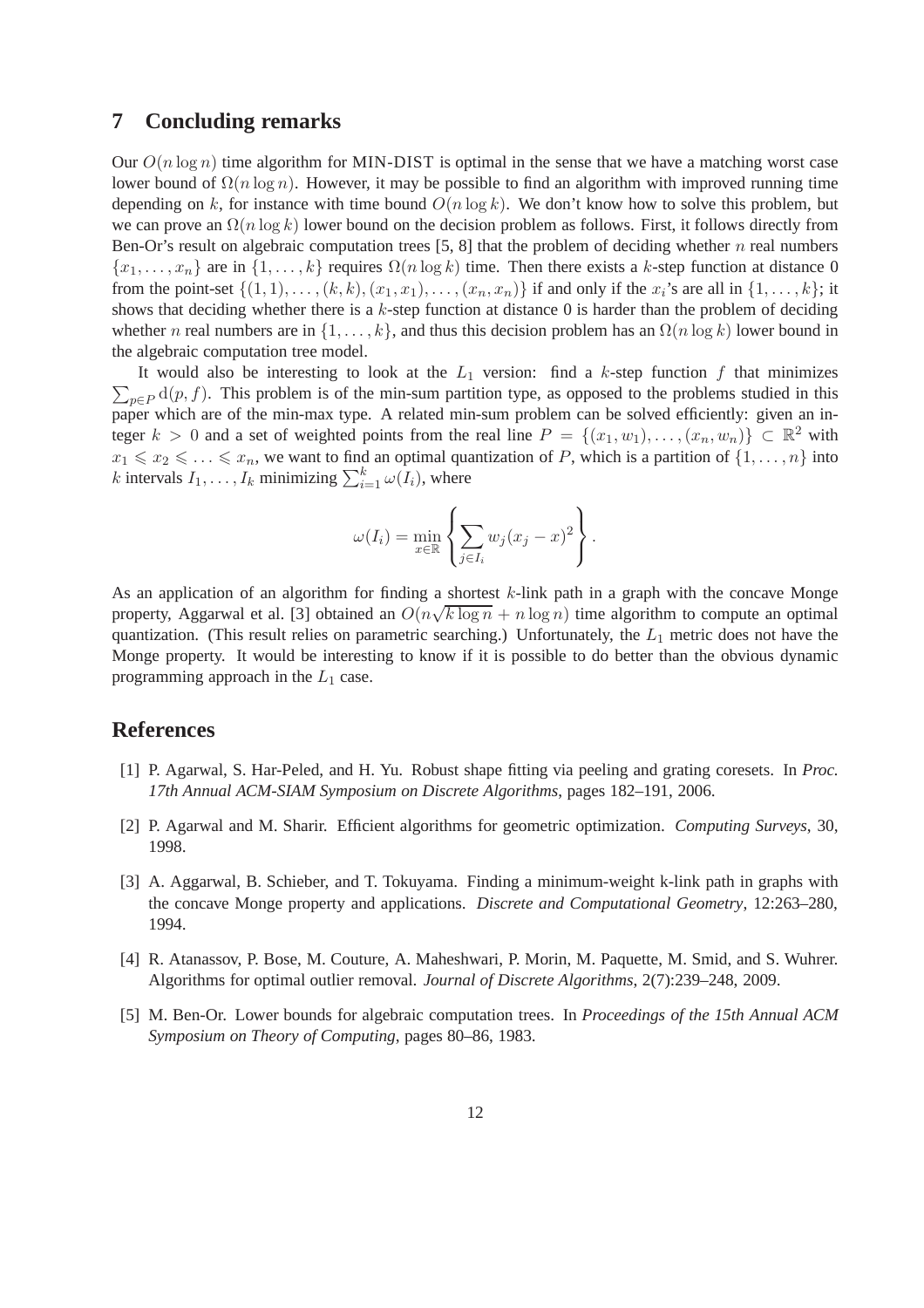## 7 Concluding remarks

Our $O(n \log n)$ time algorithm for MIN-DIST is optimal in the sense that we have a matching worst case lower bound of $\Omega(n \log n)$. However, it may be possible to find an algorithm with improved running time depending on $k$, for instance with time bound $O(n \log k)$. We don't know how to solve this problem, but we can prove an $\Omega(n \log k)$ lower bound on the decision problem as follows. First, it follows directly from Ben-Or's result on algebraic computation trees [5, 8] that the problem of deciding whether $n$ real numbers $\{x_1, \ldots, x_n\}$ are in $\{1, \ldots, k\}$ requires $\Omega(n \log k)$ time. Then there exists a $k$-step function at distance 0 from the point-set $\{(1,1), \ldots, (k,k), (x_1, x_1), \ldots, (x_n, x_n)\}$ if and only if the $x_i$'s are all in $\{1, \ldots, k\}$; it shows that deciding whether there is a $k$-step function at distance 0 is harder than the problem of deciding whether $n$ real numbers are in $\{1, \ldots, k\}$, and thus this decision problem has an $\Omega(n \log k)$ lower bound in the algebraic computation tree model.

It would also be interesting to look at the $L_1$ version: find a $k$-step function $f$ that minimizes $\sum_{p \in P} \mathrm{d}(p, f)$. This problem is of the min-sum partition type, as opposed to the problems studied in this paper which are of the min-max type. A related min-sum problem can be solved efficiently: given an integer $k > 0$ and a set of weighted points from the real line $P = \{(x_1, w_1), \ldots, (x_n, w_n)\} \subset \mathbb{R}^2$ with $x_1 \leqslant x_2 \leqslant \ldots \leqslant x_n$, we want to find an optimal quantization of $P$, which is a partition of $\{1, \ldots, n\}$ into $k$ intervals $I_1, \ldots, I_k$ minimizing $\sum_{i=1}^{k} \omega(I_i)$, where

$$\omega(I_i) = \min_{x \in \mathbb{R}} \left\{ \sum_{j \in I_i} w_j (x_j - x)^2 \right\}.$$

As an application of an algorithm for finding a shortest $k$-link path in a graph with the concave Monge property, Aggarwal et al. [3] obtained an $O(n\sqrt{k \log n} + n \log n)$ time algorithm to compute an optimal quantization. (This result relies on parametric searching.) Unfortunately, the $L_1$ metric does not have the Monge property. It would be interesting to know if it is possible to do better than the obvious dynamic programming approach in the $L_1$ case.

## References

[1] P. Agarwal, S. Har-Peled, and H. Yu. Robust shape fitting via peeling and grating coresets. In *Proc. 17th Annual ACM-SIAM Symposium on Discrete Algorithms*, pages 182–191, 2006.

[2] P. Agarwal and M. Sharir. Efficient algorithms for geometric optimization. *Computing Surveys*, 30, 1998.

[3] A. Aggarwal, B. Schieber, and T. Tokuyama. Finding a minimum-weight k-link path in graphs with the concave Monge property and applications. *Discrete and Computational Geometry*, 12:263–280, 1994.

[4] R. Atanassov, P. Bose, M. Couture, A. Maheshwari, P. Morin, M. Paquette, M. Smid, and S. Wuhrer. Algorithms for optimal outlier removal. *Journal of Discrete Algorithms*, 2(7):239–248, 2009.

[5] M. Ben-Or. Lower bounds for algebraic computation trees. In *Proceedings of the 15th Annual ACM Symposium on Theory of Computing*, pages 80–86, 1983.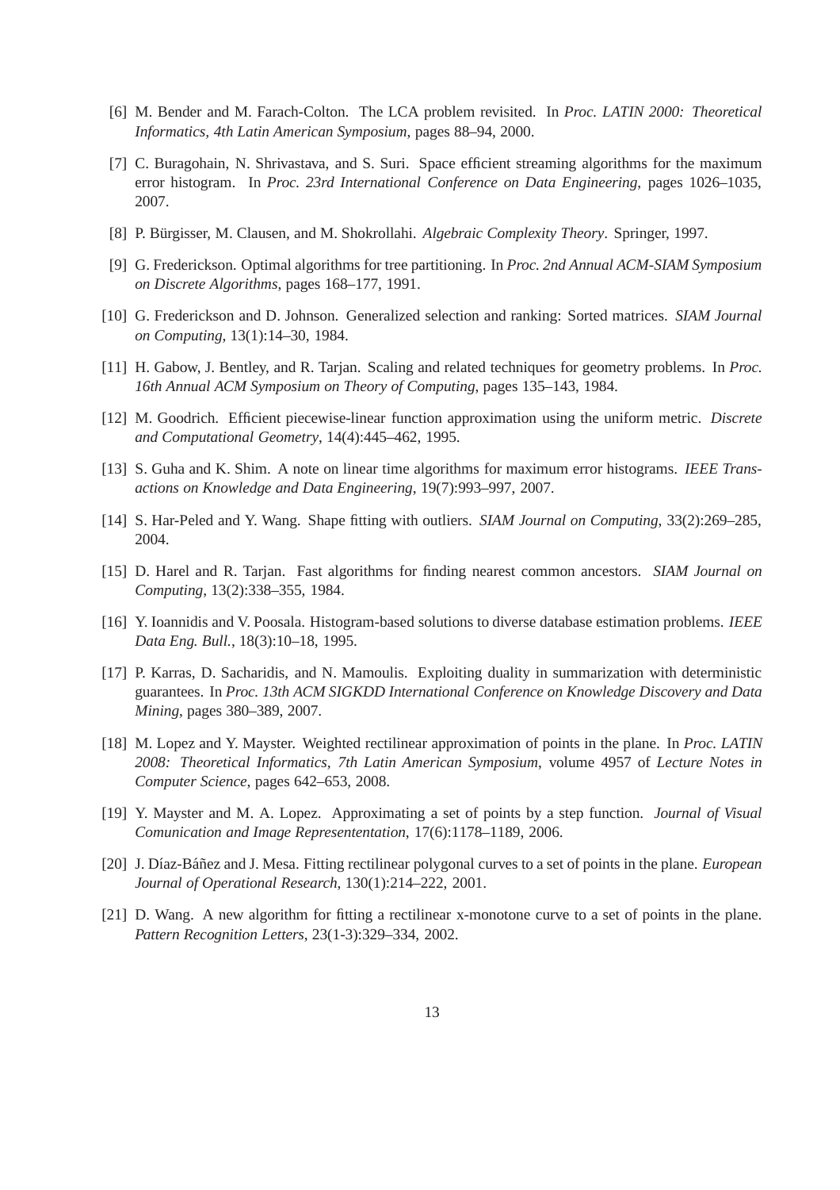[6] M. Bender and M. Farach-Colton. The LCA problem revisited. In *Proc. LATIN 2000: Theoretical Informatics, 4th Latin American Symposium*, pages 88–94, 2000.

[7] C. Buragohain, N. Shrivastava, and S. Suri. Space efficient streaming algorithms for the maximum error histogram. In *Proc. 23rd International Conference on Data Engineering*, pages 1026–1035, 2007.

[8] P. Bürgisser, M. Clausen, and M. Shokrollahi. *Algebraic Complexity Theory*. Springer, 1997.

[9] G. Frederickson. Optimal algorithms for tree partitioning. In *Proc. 2nd Annual ACM-SIAM Symposium on Discrete Algorithms*, pages 168–177, 1991.

[10] G. Frederickson and D. Johnson. Generalized selection and ranking: Sorted matrices. *SIAM Journal on Computing*, 13(1):14–30, 1984.

[11] H. Gabow, J. Bentley, and R. Tarjan. Scaling and related techniques for geometry problems. In *Proc. 16th Annual ACM Symposium on Theory of Computing*, pages 135–143, 1984.

[12] M. Goodrich. Efficient piecewise-linear function approximation using the uniform metric. *Discrete and Computational Geometry*, 14(4):445–462, 1995.

[13] S. Guha and K. Shim. A note on linear time algorithms for maximum error histograms. *IEEE Transactions on Knowledge and Data Engineering*, 19(7):993–997, 2007.

[14] S. Har-Peled and Y. Wang. Shape fitting with outliers. *SIAM Journal on Computing*, 33(2):269–285, 2004.

[15] D. Harel and R. Tarjan. Fast algorithms for finding nearest common ancestors. *SIAM Journal on Computing*, 13(2):338–355, 1984.

[16] Y. Ioannidis and V. Poosala. Histogram-based solutions to diverse database estimation problems. *IEEE Data Eng. Bull.*, 18(3):10–18, 1995.

[17] P. Karras, D. Sacharidis, and N. Mamoulis. Exploiting duality in summarization with deterministic guarantees. In *Proc. 13th ACM SIGKDD International Conference on Knowledge Discovery and Data Mining*, pages 380–389, 2007.

[18] M. Lopez and Y. Mayster. Weighted rectilinear approximation of points in the plane. In *Proc. LATIN 2008: Theoretical Informatics, 7th Latin American Symposium*, volume 4957 of *Lecture Notes in Computer Science*, pages 642–653, 2008.

[19] Y. Mayster and M. A. Lopez. Approximating a set of points by a step function. *Journal of Visual Comunication and Image Represententation*, 17(6):1178–1189, 2006.

[20] J. Díaz-Báñez and J. Mesa. Fitting rectilinear polygonal curves to a set of points in the plane. *European Journal of Operational Research*, 130(1):214–222, 2001.

[21] D. Wang. A new algorithm for fitting a rectilinear x-monotone curve to a set of points in the plane. *Pattern Recognition Letters*, 23(1-3):329–334, 2002.